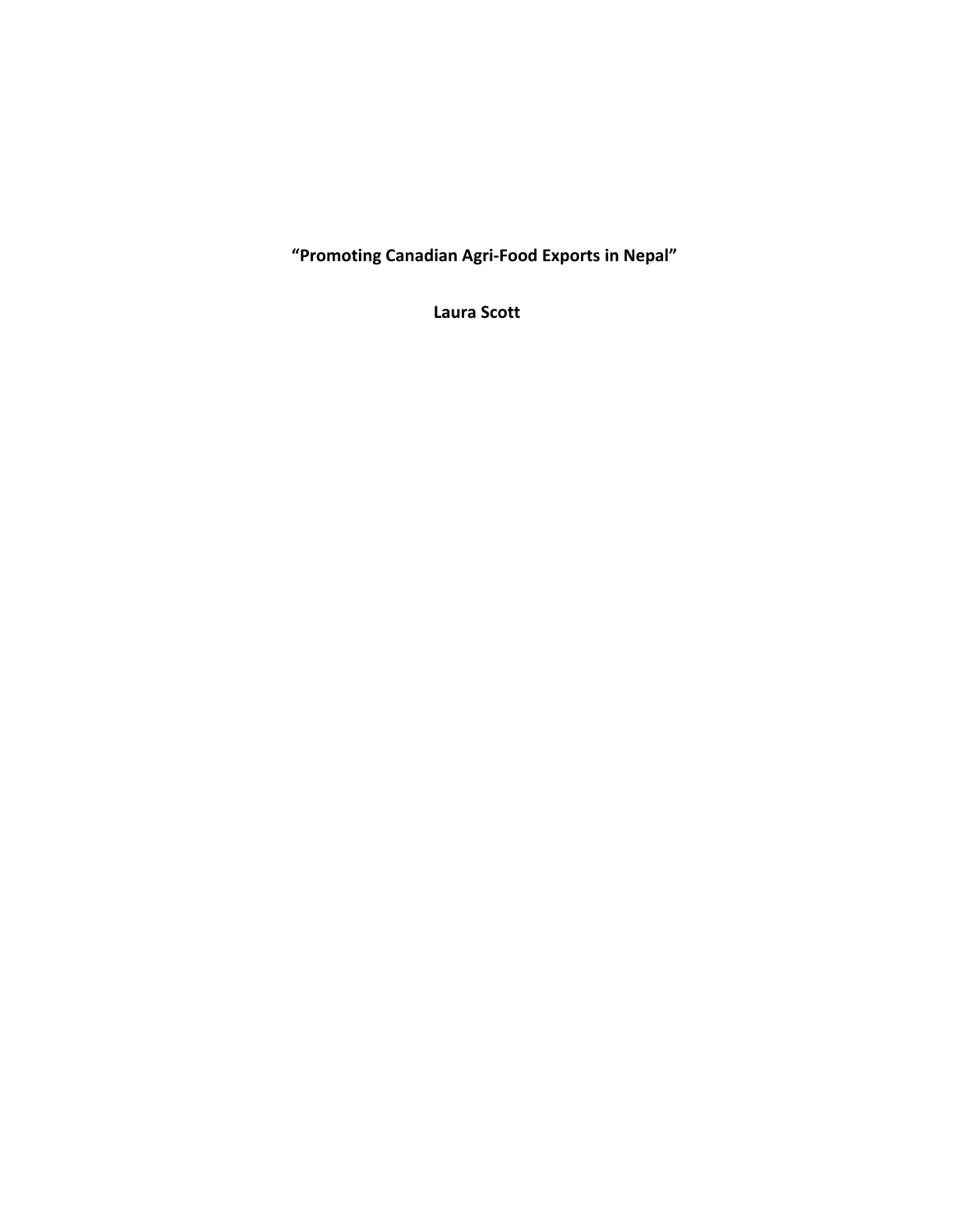# "Promoting Canadian Agri-Food Exports in Nepal"

**Laura Scott**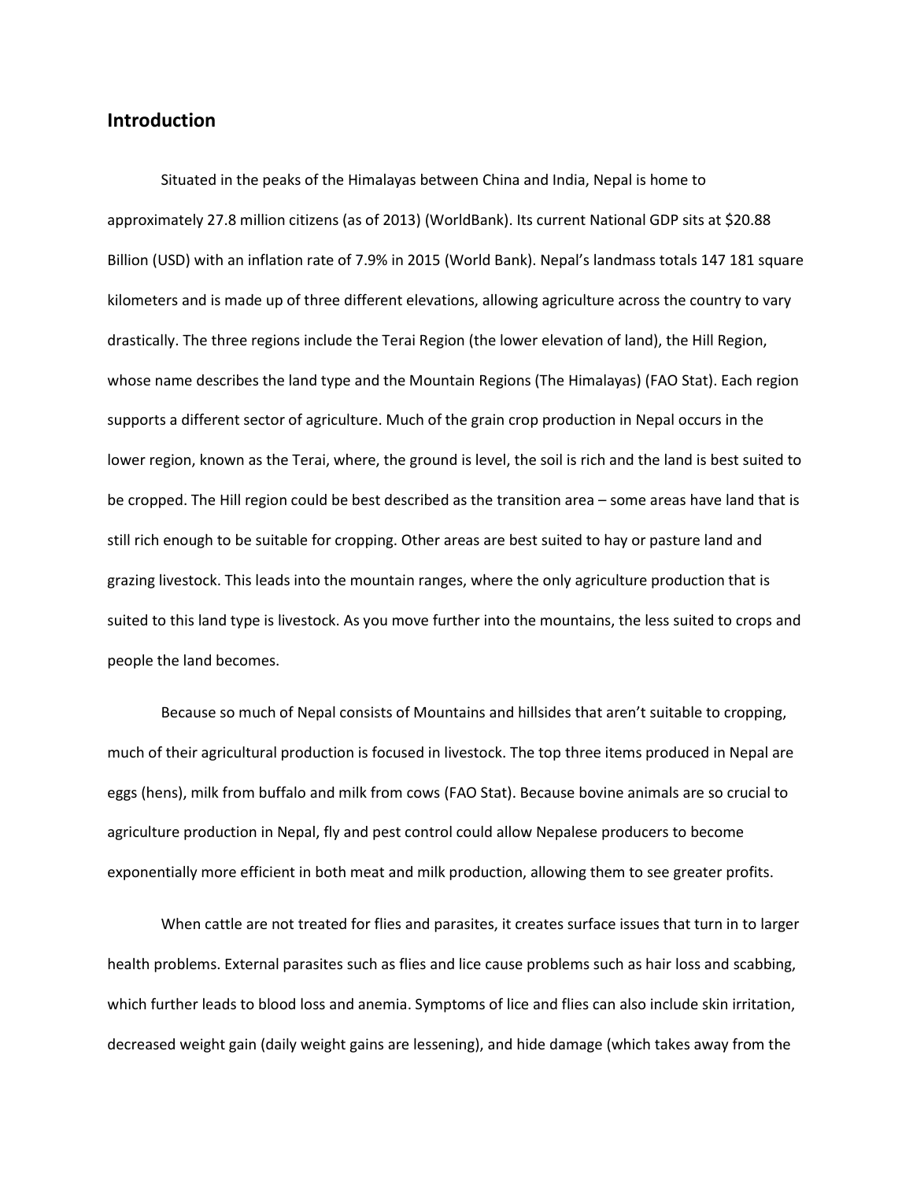## Introduction

Situated in the peaks of the Himalayas between China and India, Nepal is home to approximately 27.8 million citizens (as of 2013) (WorldBank). Its current National GDP sits at $20.88 Billion (USD) with an inflation rate of 7.9% in 2015 (World Bank). Nepal's landmass totals 147 181 square kilometers and is made up of three different elevations, allowing agriculture across the country to vary drastically. The three regions include the Terai Region (the lower elevation of land), the Hill Region, whose name describes the land type and the Mountain Regions (The Himalayas) (FAO Stat). Each region supports a different sector of agriculture. Much of the grain crop production in Nepal occurs in the lower region, known as the Terai, where, the ground is level, the soil is rich and the land is best suited to be cropped. The Hill region could be best described as the transition area – some areas have land that is still rich enough to be suitable for cropping. Other areas are best suited to hay or pasture land and grazing livestock. This leads into the mountain ranges, where the only agriculture production that is suited to this land type is livestock. As you move further into the mountains, the less suited to crops and people the land becomes.

Because so much of Nepal consists of Mountains and hillsides that aren't suitable to cropping, much of their agricultural production is focused in livestock. The top three items produced in Nepal are eggs (hens), milk from buffalo and milk from cows (FAO Stat). Because bovine animals are so crucial to agriculture production in Nepal, fly and pest control could allow Nepalese producers to become exponentially more efficient in both meat and milk production, allowing them to see greater profits.

When cattle are not treated for flies and parasites, it creates surface issues that turn in to larger health problems. External parasites such as flies and lice cause problems such as hair loss and scabbing, which further leads to blood loss and anemia. Symptoms of lice and flies can also include skin irritation, decreased weight gain (daily weight gains are lessening), and hide damage (which takes away from the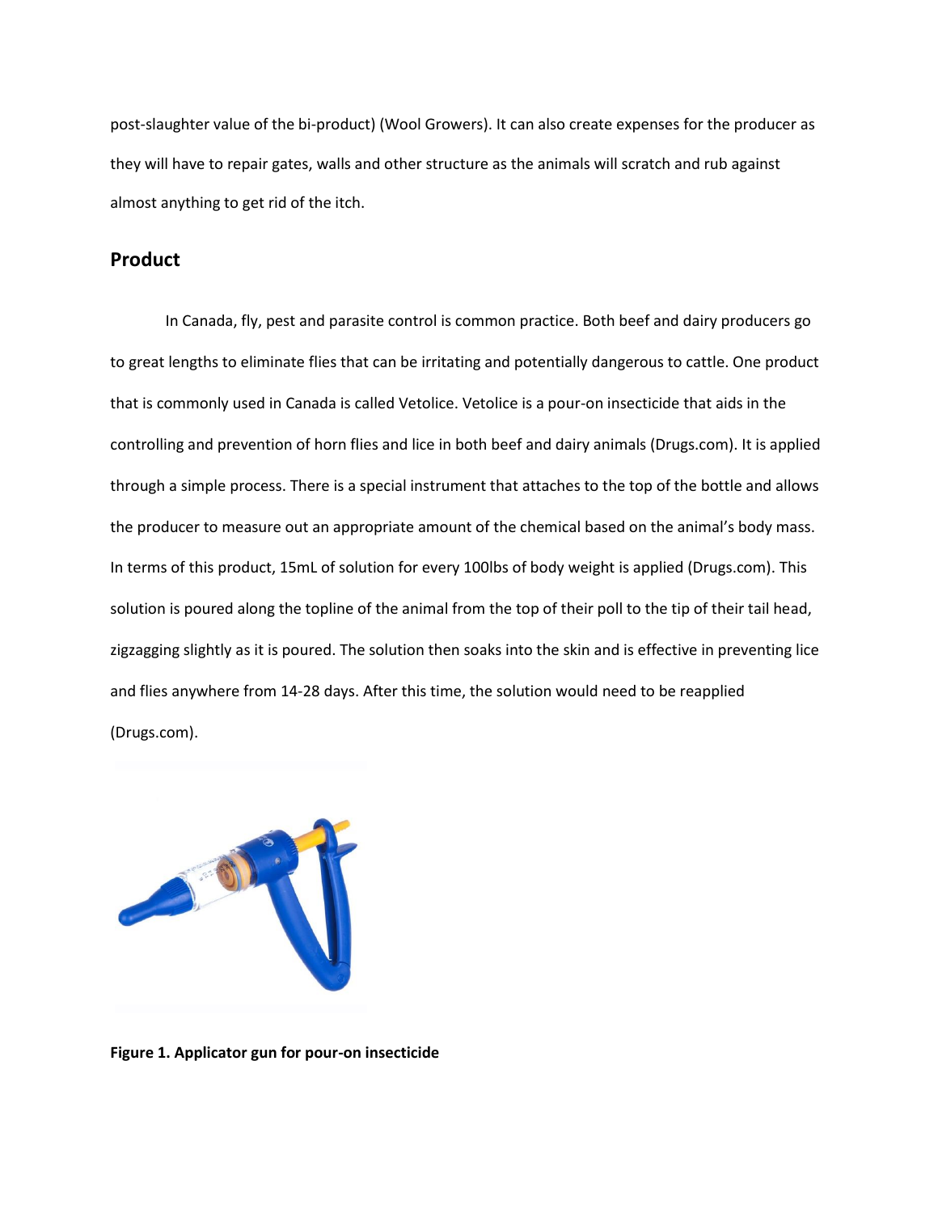post-slaughter value of the bi-product) (Wool Growers). It can also create expenses for the producer as they will have to repair gates, walls and other structure as the animals will scratch and rub against almost anything to get rid of the itch.

## Product

In Canada, fly, pest and parasite control is common practice. Both beef and dairy producers go to great lengths to eliminate flies that can be irritating and potentially dangerous to cattle. One product that is commonly used in Canada is called Vetolice. Vetolice is a pour-on insecticide that aids in the controlling and prevention of horn flies and lice in both beef and dairy animals (Drugs.com). It is applied through a simple process. There is a special instrument that attaches to the top of the bottle and allows the producer to measure out an appropriate amount of the chemical based on the animal's body mass. In terms of this product, 15mL of solution for every 100lbs of body weight is applied (Drugs.com). This solution is poured along the topline of the animal from the top of their poll to the tip of their tail head, zigzagging slightly as it is poured. The solution then soaks into the skin and is effective in preventing lice and flies anywhere from 14-28 days. After this time, the solution would need to be reapplied (Drugs.com).

**Figure 1. Applicator gun for pour-on insecticide**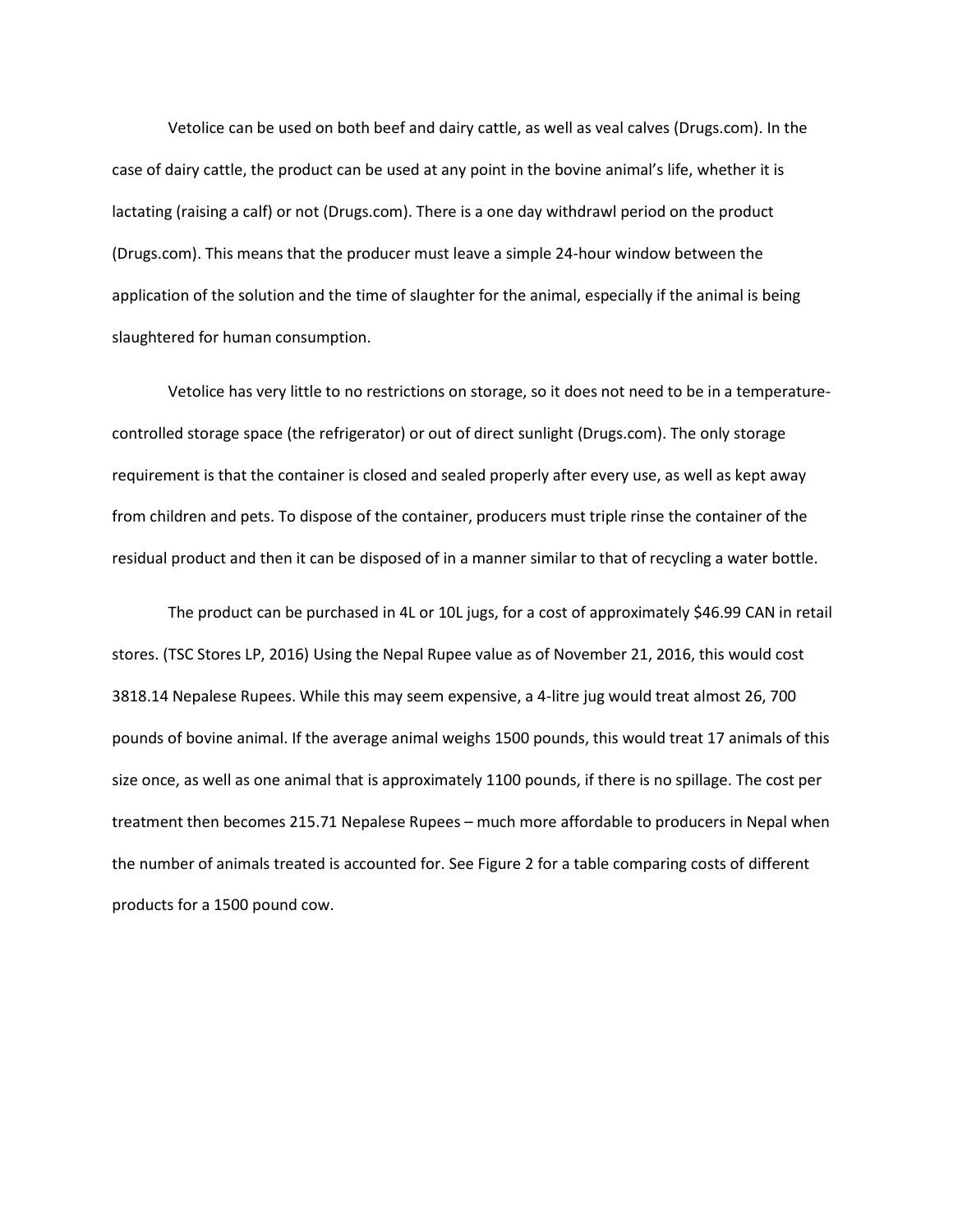Vetolice can be used on both beef and dairy cattle, as well as veal calves (Drugs.com). In the case of dairy cattle, the product can be used at any point in the bovine animal's life, whether it is lactating (raising a calf) or not (Drugs.com). There is a one day withdrawl period on the product (Drugs.com). This means that the producer must leave a simple 24-hour window between the application of the solution and the time of slaughter for the animal, especially if the animal is being slaughtered for human consumption.

Vetolice has very little to no restrictions on storage, so it does not need to be in a temperature-controlled storage space (the refrigerator) or out of direct sunlight (Drugs.com). The only storage requirement is that the container is closed and sealed properly after every use, as well as kept away from children and pets. To dispose of the container, producers must triple rinse the container of the residual product and then it can be disposed of in a manner similar to that of recycling a water bottle.

The product can be purchased in 4L or 10L jugs, for a cost of approximately $46.99 CAN in retail stores. (TSC Stores LP, 2016) Using the Nepal Rupee value as of November 21, 2016, this would cost 3818.14 Nepalese Rupees. While this may seem expensive, a 4-litre jug would treat almost 26, 700 pounds of bovine animal. If the average animal weighs 1500 pounds, this would treat 17 animals of this size once, as well as one animal that is approximately 1100 pounds, if there is no spillage. The cost per treatment then becomes 215.71 Nepalese Rupees – much more affordable to producers in Nepal when the number of animals treated is accounted for. See Figure 2 for a table comparing costs of different products for a 1500 pound cow.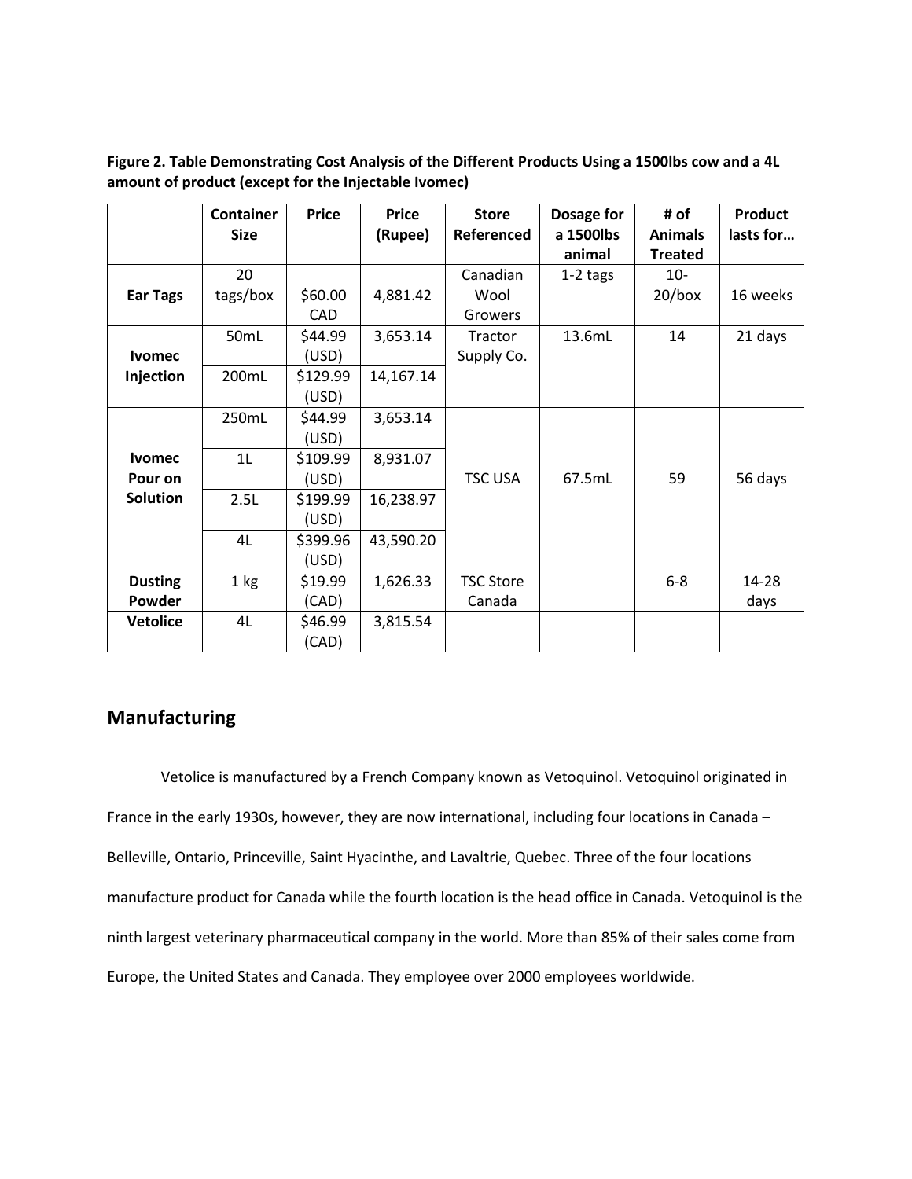**Figure 2. Table Demonstrating Cost Analysis of the Different Products Using a 1500lbs cow and a 4L amount of product (except for the Injectable Ivomec)**

| | Container Size | Price | Price (Rupee) | Store Referenced | Dosage for a 1500lbs animal | # of Animals Treated | Product lasts for… |
|---|---|---|---|---|---|---|---|
| **Ear Tags** | 20 tags/box | $60.00 CAD | 4,881.42 | Canadian Wool Growers | 1-2 tags | 10-20/box | 16 weeks |
| **Ivomec Injection** | 50mL | $44.99 (USD) | 3,653.14 | Tractor Supply Co. | 13.6mL | 14 | 21 days |
| | 200mL | $129.99 (USD) | 14,167.14 | | | | |
| **Ivomec Pour on Solution** | 250mL | $44.99 (USD) | 3,653.14 | TSC USA | 67.5mL | 59 | 56 days |
| | 1L | $109.99 (USD) | 8,931.07 | | | | |
| | 2.5L | $199.99 (USD) | 16,238.97 | | | | |
| | 4L | $399.96 (USD) | 43,590.20 | | | | |
| **Dusting Powder** | 1 kg | $19.99 (CAD) | 1,626.33 | TSC Store Canada | | 6-8 | 14-28 days |
| **Vetolice** | 4L | $46.99 (CAD) | 3,815.54 | | | | |

## Manufacturing

Vetolice is manufactured by a French Company known as Vetoquinol. Vetoquinol originated in France in the early 1930s, however, they are now international, including four locations in Canada – Belleville, Ontario, Princeville, Saint Hyacinthe, and Lavaltrie, Quebec. Three of the four locations manufacture product for Canada while the fourth location is the head office in Canada. Vetoquinol is the ninth largest veterinary pharmaceutical company in the world. More than 85% of their sales come from Europe, the United States and Canada. They employee over 2000 employees worldwide.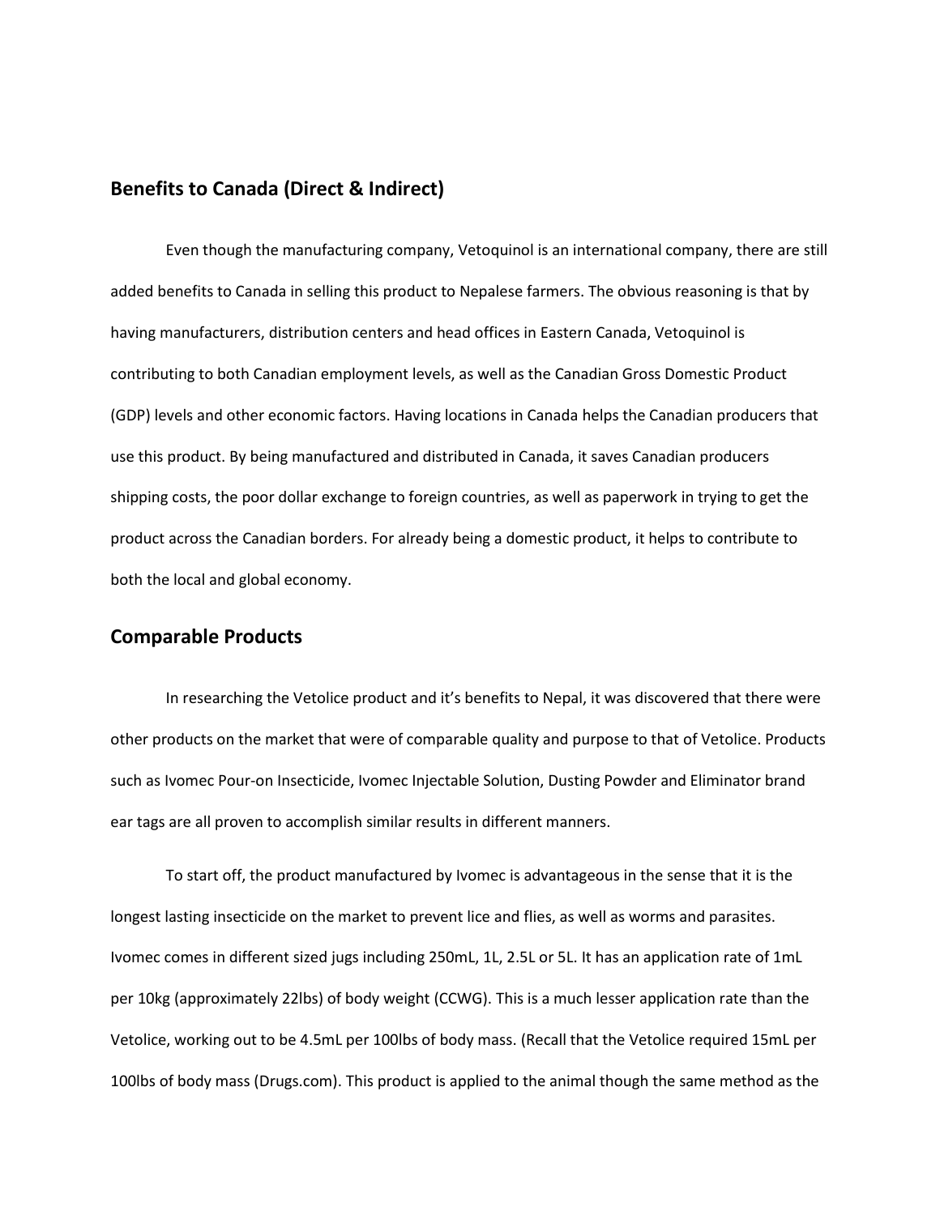## Benefits to Canada (Direct & Indirect)

Even though the manufacturing company, Vetoquinol is an international company, there are still added benefits to Canada in selling this product to Nepalese farmers. The obvious reasoning is that by having manufacturers, distribution centers and head offices in Eastern Canada, Vetoquinol is contributing to both Canadian employment levels, as well as the Canadian Gross Domestic Product (GDP) levels and other economic factors. Having locations in Canada helps the Canadian producers that use this product. By being manufactured and distributed in Canada, it saves Canadian producers shipping costs, the poor dollar exchange to foreign countries, as well as paperwork in trying to get the product across the Canadian borders. For already being a domestic product, it helps to contribute to both the local and global economy.

## Comparable Products

In researching the Vetolice product and it's benefits to Nepal, it was discovered that there were other products on the market that were of comparable quality and purpose to that of Vetolice. Products such as Ivomec Pour-on Insecticide, Ivomec Injectable Solution, Dusting Powder and Eliminator brand ear tags are all proven to accomplish similar results in different manners.

To start off, the product manufactured by Ivomec is advantageous in the sense that it is the longest lasting insecticide on the market to prevent lice and flies, as well as worms and parasites. Ivomec comes in different sized jugs including 250mL, 1L, 2.5L or 5L. It has an application rate of 1mL per 10kg (approximately 22lbs) of body weight (CCWG). This is a much lesser application rate than the Vetolice, working out to be 4.5mL per 100lbs of body mass. (Recall that the Vetolice required 15mL per 100lbs of body mass (Drugs.com). This product is applied to the animal though the same method as the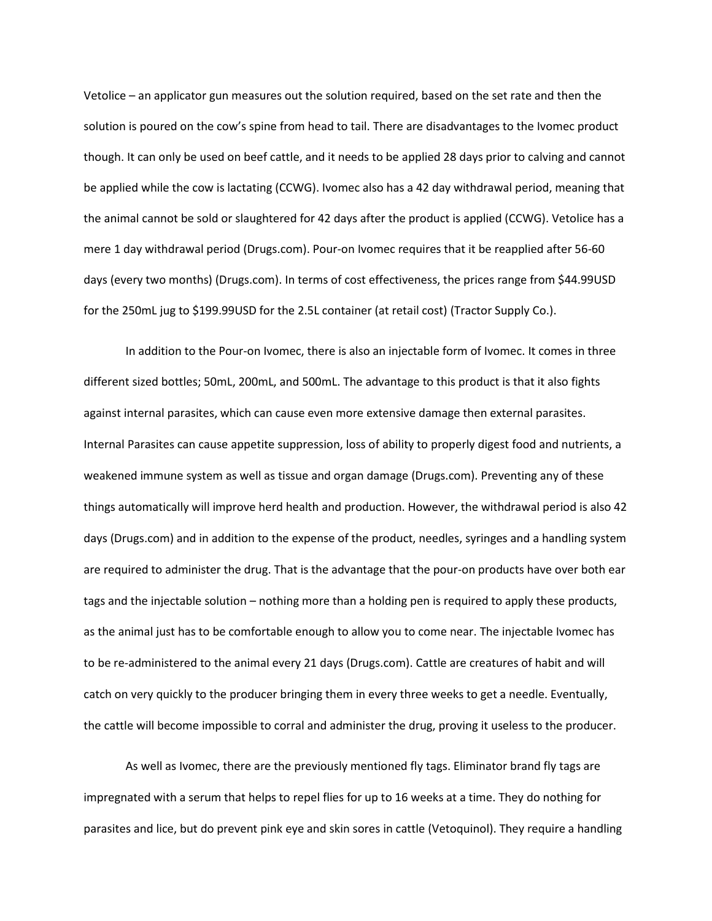Vetolice – an applicator gun measures out the solution required, based on the set rate and then the solution is poured on the cow's spine from head to tail. There are disadvantages to the Ivomec product though. It can only be used on beef cattle, and it needs to be applied 28 days prior to calving and cannot be applied while the cow is lactating (CCWG). Ivomec also has a 42 day withdrawal period, meaning that the animal cannot be sold or slaughtered for 42 days after the product is applied (CCWG). Vetolice has a mere 1 day withdrawal period (Drugs.com). Pour-on Ivomec requires that it be reapplied after 56-60 days (every two months) (Drugs.com). In terms of cost effectiveness, the prices range from $44.99USD for the 250mL jug to $199.99USD for the 2.5L container (at retail cost) (Tractor Supply Co.).

In addition to the Pour-on Ivomec, there is also an injectable form of Ivomec. It comes in three different sized bottles; 50mL, 200mL, and 500mL. The advantage to this product is that it also fights against internal parasites, which can cause even more extensive damage then external parasites. Internal Parasites can cause appetite suppression, loss of ability to properly digest food and nutrients, a weakened immune system as well as tissue and organ damage (Drugs.com). Preventing any of these things automatically will improve herd health and production. However, the withdrawal period is also 42 days (Drugs.com) and in addition to the expense of the product, needles, syringes and a handling system are required to administer the drug. That is the advantage that the pour-on products have over both ear tags and the injectable solution – nothing more than a holding pen is required to apply these products, as the animal just has to be comfortable enough to allow you to come near. The injectable Ivomec has to be re-administered to the animal every 21 days (Drugs.com). Cattle are creatures of habit and will catch on very quickly to the producer bringing them in every three weeks to get a needle. Eventually, the cattle will become impossible to corral and administer the drug, proving it useless to the producer.

As well as Ivomec, there are the previously mentioned fly tags. Eliminator brand fly tags are impregnated with a serum that helps to repel flies for up to 16 weeks at a time. They do nothing for parasites and lice, but do prevent pink eye and skin sores in cattle (Vetoquinol). They require a handling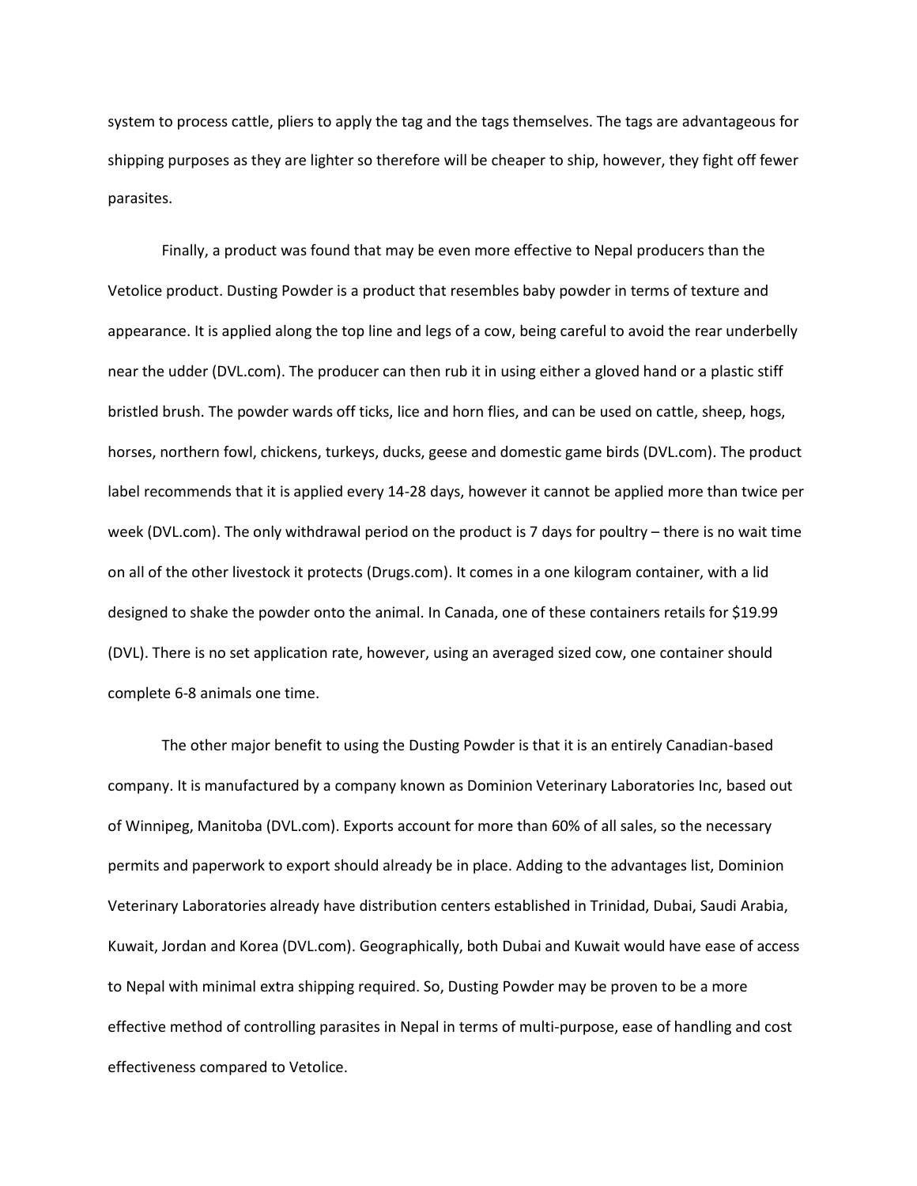system to process cattle, pliers to apply the tag and the tags themselves. The tags are advantageous for shipping purposes as they are lighter so therefore will be cheaper to ship, however, they fight off fewer parasites.

Finally, a product was found that may be even more effective to Nepal producers than the Vetolice product. Dusting Powder is a product that resembles baby powder in terms of texture and appearance. It is applied along the top line and legs of a cow, being careful to avoid the rear underbelly near the udder (DVL.com). The producer can then rub it in using either a gloved hand or a plastic stiff bristled brush. The powder wards off ticks, lice and horn flies, and can be used on cattle, sheep, hogs, horses, northern fowl, chickens, turkeys, ducks, geese and domestic game birds (DVL.com). The product label recommends that it is applied every 14-28 days, however it cannot be applied more than twice per week (DVL.com). The only withdrawal period on the product is 7 days for poultry – there is no wait time on all of the other livestock it protects (Drugs.com). It comes in a one kilogram container, with a lid designed to shake the powder onto the animal. In Canada, one of these containers retails for $19.99 (DVL). There is no set application rate, however, using an averaged sized cow, one container should complete 6-8 animals one time.

The other major benefit to using the Dusting Powder is that it is an entirely Canadian-based company. It is manufactured by a company known as Dominion Veterinary Laboratories Inc, based out of Winnipeg, Manitoba (DVL.com). Exports account for more than 60% of all sales, so the necessary permits and paperwork to export should already be in place. Adding to the advantages list, Dominion Veterinary Laboratories already have distribution centers established in Trinidad, Dubai, Saudi Arabia, Kuwait, Jordan and Korea (DVL.com). Geographically, both Dubai and Kuwait would have ease of access to Nepal with minimal extra shipping required. So, Dusting Powder may be proven to be a more effective method of controlling parasites in Nepal in terms of multi-purpose, ease of handling and cost effectiveness compared to Vetolice.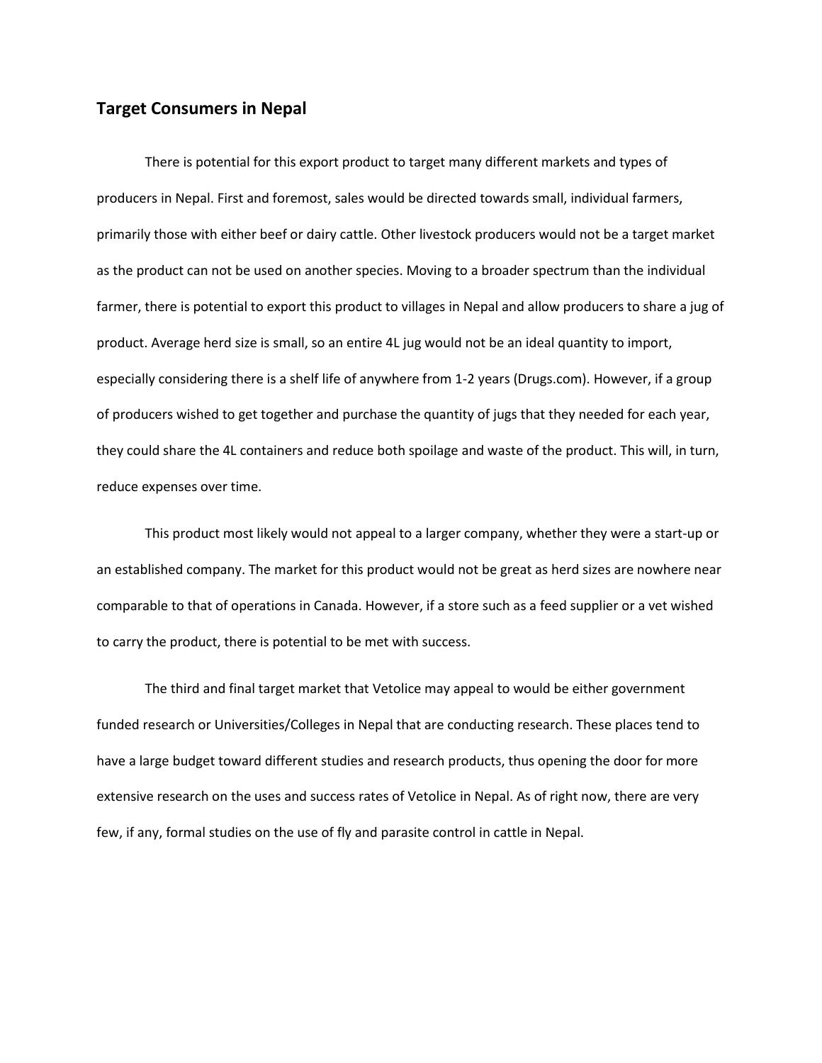## Target Consumers in Nepal

There is potential for this export product to target many different markets and types of producers in Nepal. First and foremost, sales would be directed towards small, individual farmers, primarily those with either beef or dairy cattle. Other livestock producers would not be a target market as the product can not be used on another species. Moving to a broader spectrum than the individual farmer, there is potential to export this product to villages in Nepal and allow producers to share a jug of product. Average herd size is small, so an entire 4L jug would not be an ideal quantity to import, especially considering there is a shelf life of anywhere from 1-2 years (Drugs.com). However, if a group of producers wished to get together and purchase the quantity of jugs that they needed for each year, they could share the 4L containers and reduce both spoilage and waste of the product. This will, in turn, reduce expenses over time.

This product most likely would not appeal to a larger company, whether they were a start-up or an established company. The market for this product would not be great as herd sizes are nowhere near comparable to that of operations in Canada. However, if a store such as a feed supplier or a vet wished to carry the product, there is potential to be met with success.

The third and final target market that Vetolice may appeal to would be either government funded research or Universities/Colleges in Nepal that are conducting research. These places tend to have a large budget toward different studies and research products, thus opening the door for more extensive research on the uses and success rates of Vetolice in Nepal. As of right now, there are very few, if any, formal studies on the use of fly and parasite control in cattle in Nepal.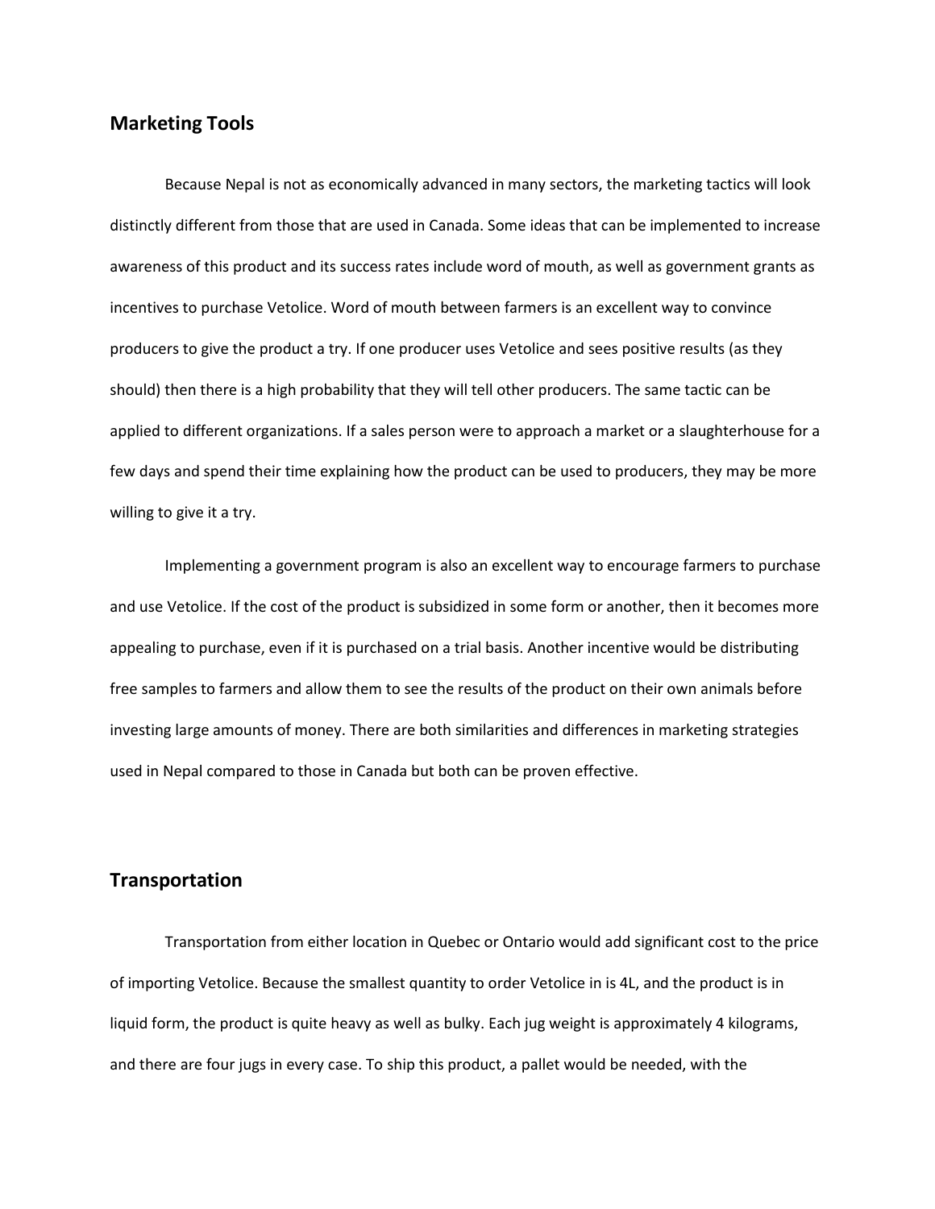## Marketing Tools

Because Nepal is not as economically advanced in many sectors, the marketing tactics will look distinctly different from those that are used in Canada. Some ideas that can be implemented to increase awareness of this product and its success rates include word of mouth, as well as government grants as incentives to purchase Vetolice. Word of mouth between farmers is an excellent way to convince producers to give the product a try. If one producer uses Vetolice and sees positive results (as they should) then there is a high probability that they will tell other producers. The same tactic can be applied to different organizations. If a sales person were to approach a market or a slaughterhouse for a few days and spend their time explaining how the product can be used to producers, they may be more willing to give it a try.

Implementing a government program is also an excellent way to encourage farmers to purchase and use Vetolice. If the cost of the product is subsidized in some form or another, then it becomes more appealing to purchase, even if it is purchased on a trial basis. Another incentive would be distributing free samples to farmers and allow them to see the results of the product on their own animals before investing large amounts of money. There are both similarities and differences in marketing strategies used in Nepal compared to those in Canada but both can be proven effective.

## Transportation

Transportation from either location in Quebec or Ontario would add significant cost to the price of importing Vetolice. Because the smallest quantity to order Vetolice in is 4L, and the product is in liquid form, the product is quite heavy as well as bulky. Each jug weight is approximately 4 kilograms, and there are four jugs in every case. To ship this product, a pallet would be needed, with the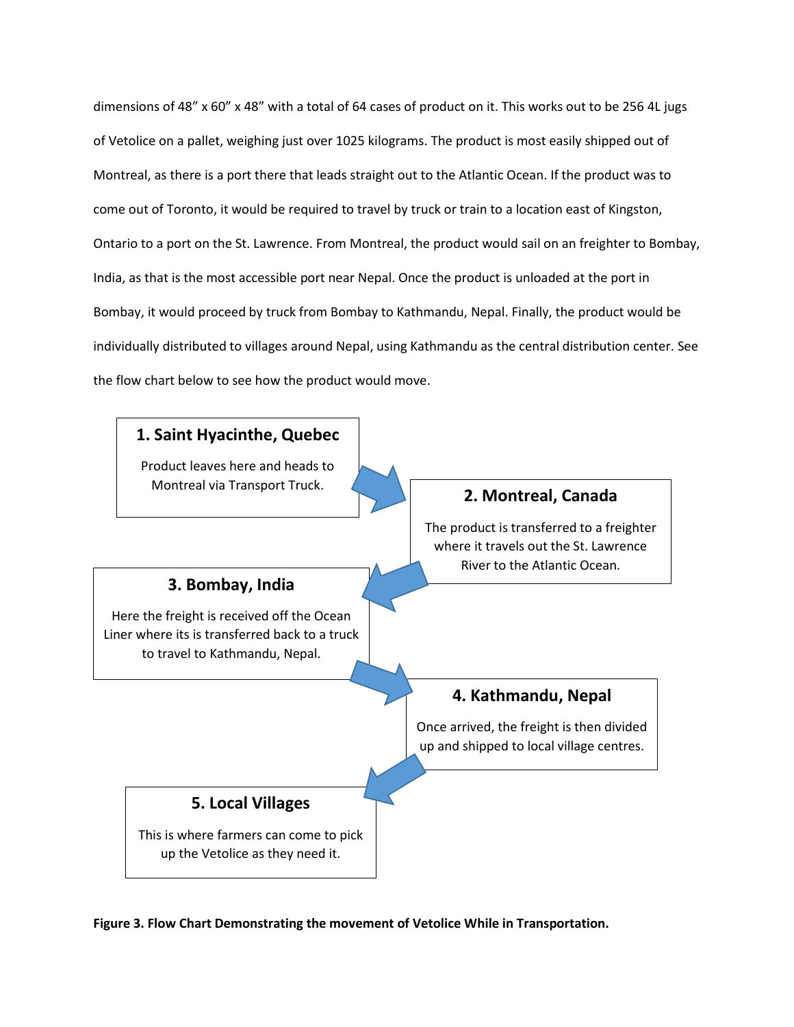dimensions of 48” x 60” x 48” with a total of 64 cases of product on it. This works out to be 256 4L jugs of Vetolice on a pallet, weighing just over 1025 kilograms. The product is most easily shipped out of Montreal, as there is a port there that leads straight out to the Atlantic Ocean. If the product was to come out of Toronto, it would be required to travel by truck or train to a location east of Kingston, Ontario to a port on the St. Lawrence. From Montreal, the product would sail on an freighter to Bombay, India, as that is the most accessible port near Nepal. Once the product is unloaded at the port in Bombay, it would proceed by truck from Bombay to Kathmandu, Nepal. Finally, the product would be individually distributed to villages around Nepal, using Kathmandu as the central distribution center. See the flow chart below to see how the product would move.

**1. Saint Hyacinthe, Quebec**

Product leaves here and heads to Montreal via Transport Truck.

**2. Montreal, Canada**

The product is transferred to a freighter where it travels out the St. Lawrence River to the Atlantic Ocean.

**3. Bombay, India**

Here the freight is received off the Ocean Liner where its is transferred back to a truck to travel to Kathmandu, Nepal.

**4. Kathmandu, Nepal**

Once arrived, the freight is then divided up and shipped to local village centres.

**5. Local Villages**

This is where farmers can come to pick up the Vetolice as they need it.

**Figure 3. Flow Chart Demonstrating the movement of Vetolice While in Transportation.**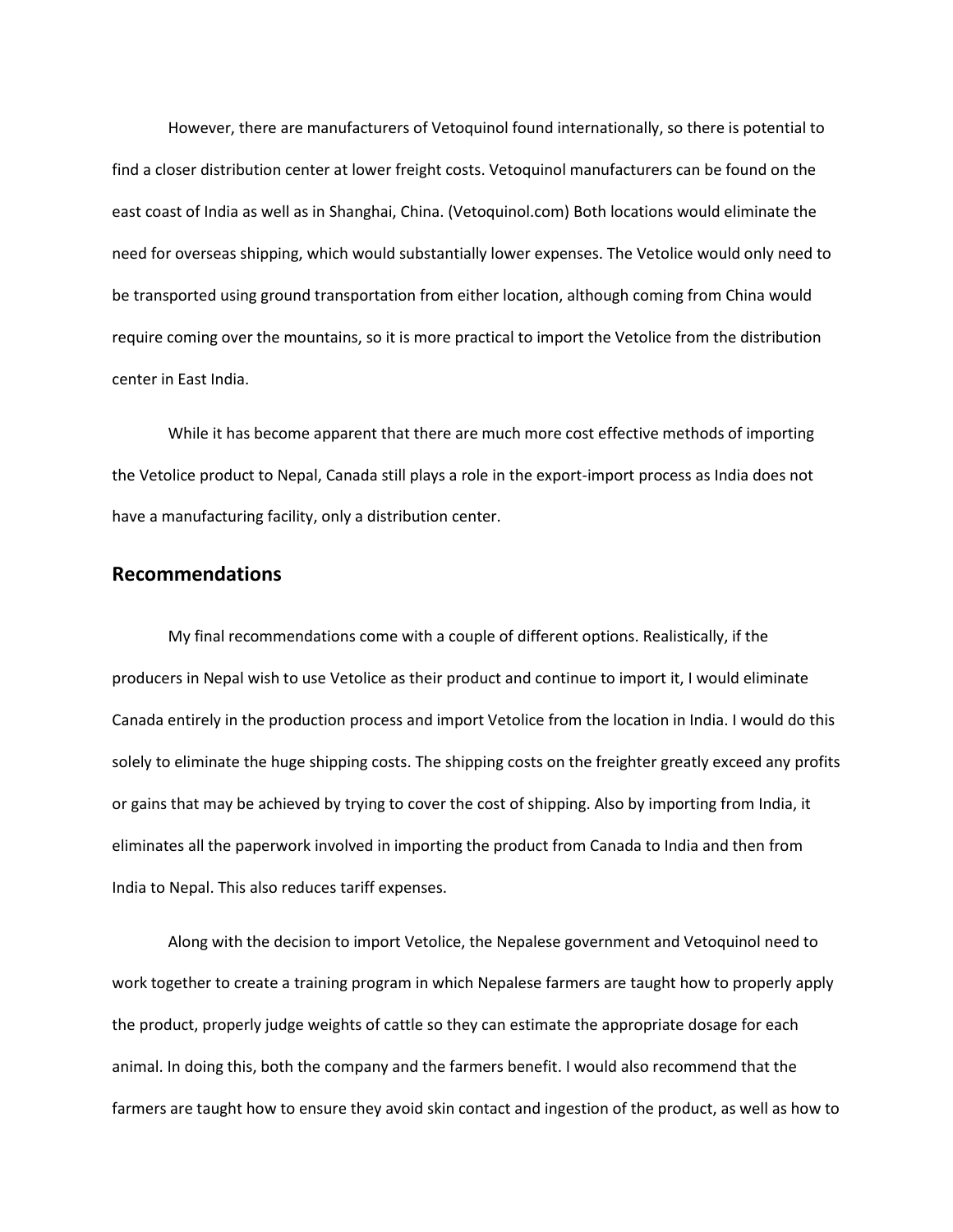However, there are manufacturers of Vetoquinol found internationally, so there is potential to find a closer distribution center at lower freight costs. Vetoquinol manufacturers can be found on the east coast of India as well as in Shanghai, China. (Vetoquinol.com) Both locations would eliminate the need for overseas shipping, which would substantially lower expenses. The Vetolice would only need to be transported using ground transportation from either location, although coming from China would require coming over the mountains, so it is more practical to import the Vetolice from the distribution center in East India.

While it has become apparent that there are much more cost effective methods of importing the Vetolice product to Nepal, Canada still plays a role in the export-import process as India does not have a manufacturing facility, only a distribution center.

## Recommendations

My final recommendations come with a couple of different options. Realistically, if the producers in Nepal wish to use Vetolice as their product and continue to import it, I would eliminate Canada entirely in the production process and import Vetolice from the location in India. I would do this solely to eliminate the huge shipping costs. The shipping costs on the freighter greatly exceed any profits or gains that may be achieved by trying to cover the cost of shipping. Also by importing from India, it eliminates all the paperwork involved in importing the product from Canada to India and then from India to Nepal. This also reduces tariff expenses.

Along with the decision to import Vetolice, the Nepalese government and Vetoquinol need to work together to create a training program in which Nepalese farmers are taught how to properly apply the product, properly judge weights of cattle so they can estimate the appropriate dosage for each animal. In doing this, both the company and the farmers benefit. I would also recommend that the farmers are taught how to ensure they avoid skin contact and ingestion of the product, as well as how to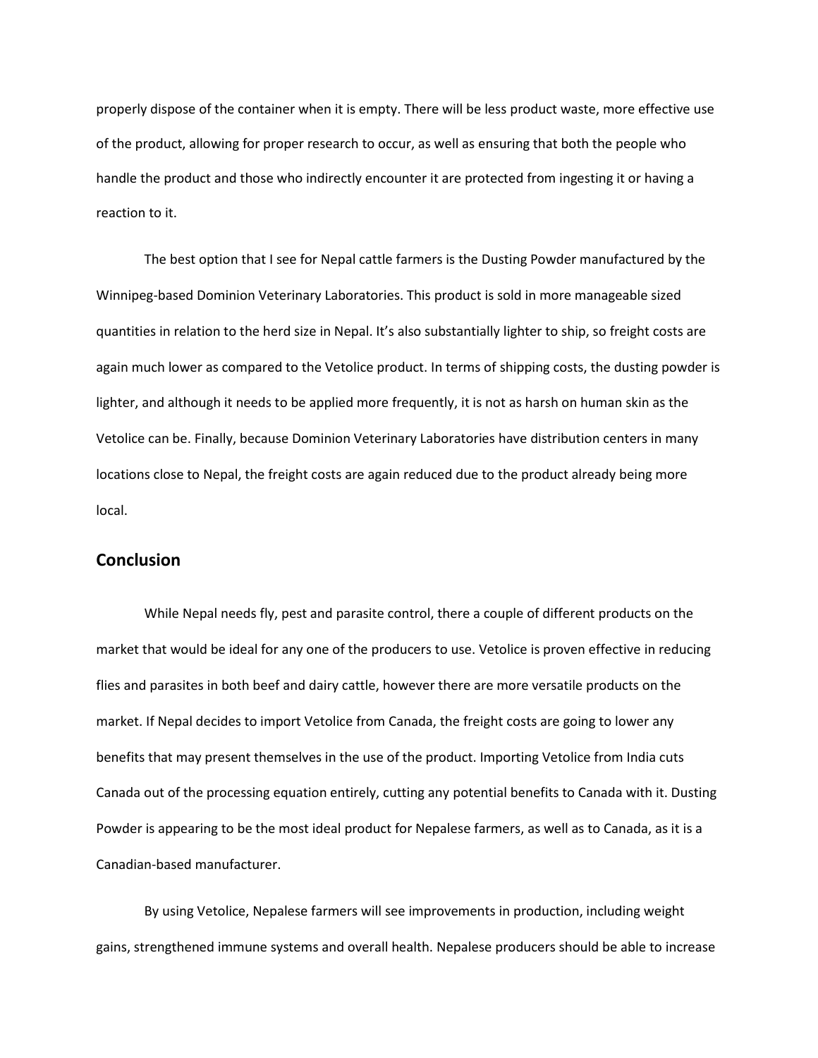properly dispose of the container when it is empty. There will be less product waste, more effective use of the product, allowing for proper research to occur, as well as ensuring that both the people who handle the product and those who indirectly encounter it are protected from ingesting it or having a reaction to it.

The best option that I see for Nepal cattle farmers is the Dusting Powder manufactured by the Winnipeg-based Dominion Veterinary Laboratories. This product is sold in more manageable sized quantities in relation to the herd size in Nepal. It's also substantially lighter to ship, so freight costs are again much lower as compared to the Vetolice product. In terms of shipping costs, the dusting powder is lighter, and although it needs to be applied more frequently, it is not as harsh on human skin as the Vetolice can be. Finally, because Dominion Veterinary Laboratories have distribution centers in many locations close to Nepal, the freight costs are again reduced due to the product already being more local.

## Conclusion

While Nepal needs fly, pest and parasite control, there a couple of different products on the market that would be ideal for any one of the producers to use. Vetolice is proven effective in reducing flies and parasites in both beef and dairy cattle, however there are more versatile products on the market. If Nepal decides to import Vetolice from Canada, the freight costs are going to lower any benefits that may present themselves in the use of the product. Importing Vetolice from India cuts Canada out of the processing equation entirely, cutting any potential benefits to Canada with it. Dusting Powder is appearing to be the most ideal product for Nepalese farmers, as well as to Canada, as it is a Canadian-based manufacturer.

By using Vetolice, Nepalese farmers will see improvements in production, including weight gains, strengthened immune systems and overall health. Nepalese producers should be able to increase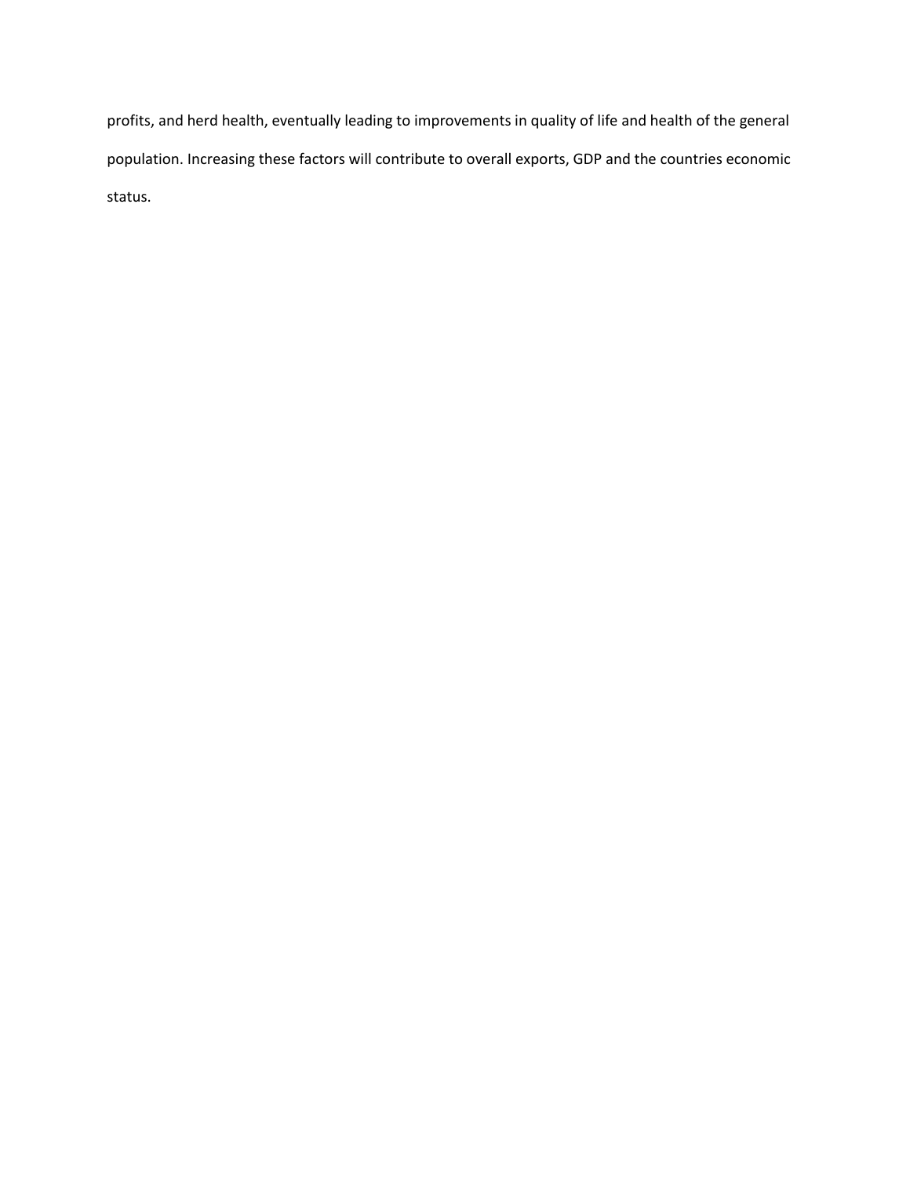profits, and herd health, eventually leading to improvements in quality of life and health of the general population. Increasing these factors will contribute to overall exports, GDP and the countries economic status.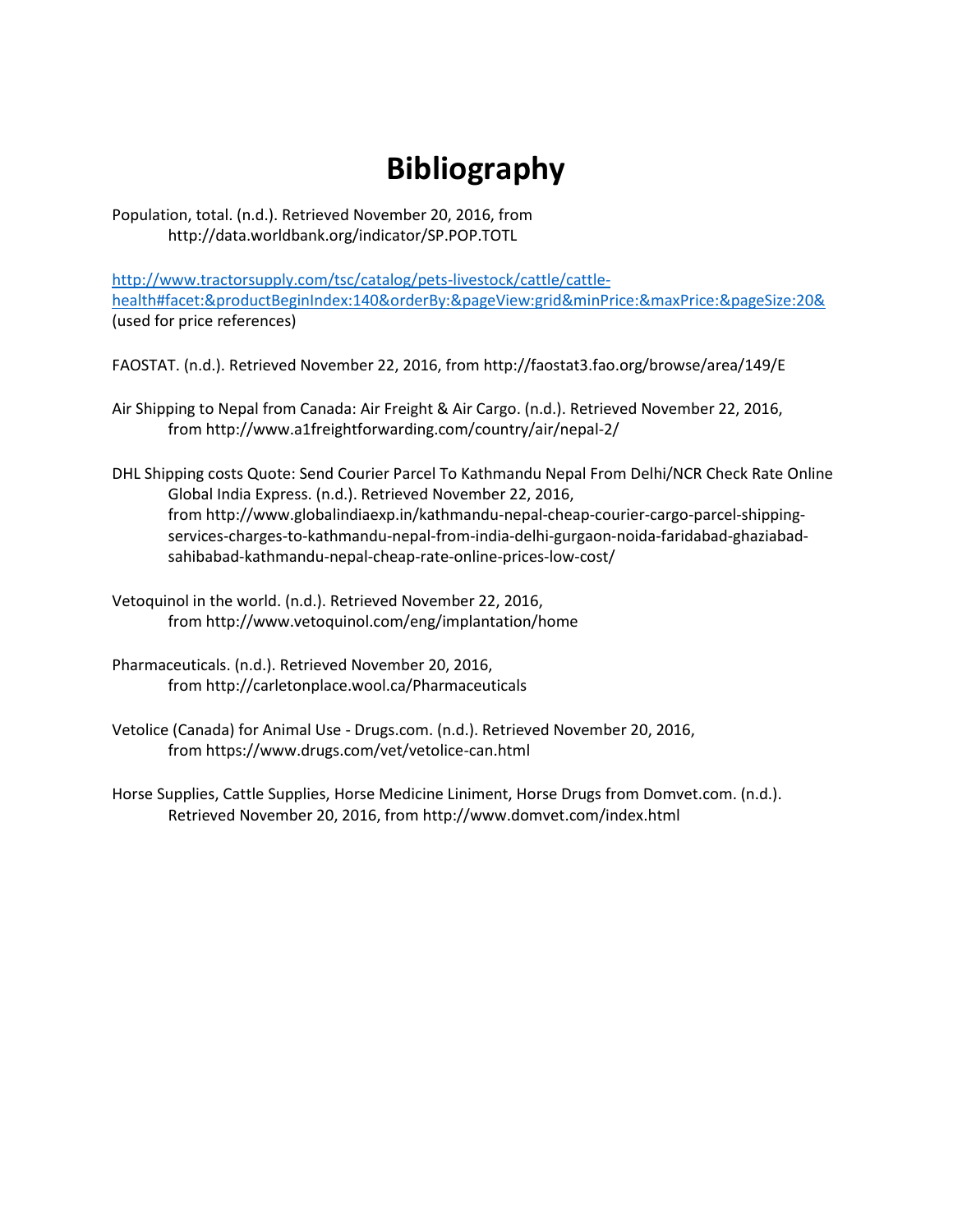# Bibliography

Population, total. (n.d.). Retrieved November 20, 2016, from http://data.worldbank.org/indicator/SP.POP.TOTL

http://www.tractorsupply.com/tsc/catalog/pets-livestock/cattle/cattle-health#facet:&productBeginIndex:140&orderBy:&pageView:grid&minPrice:&maxPrice:&pageSize:20& (used for price references)

FAOSTAT. (n.d.). Retrieved November 22, 2016, from http://faostat3.fao.org/browse/area/149/E

Air Shipping to Nepal from Canada: Air Freight & Air Cargo. (n.d.). Retrieved November 22, 2016, from http://www.a1freightforwarding.com/country/air/nepal-2/

DHL Shipping costs Quote: Send Courier Parcel To Kathmandu Nepal From Delhi/NCR Check Rate Online Global India Express. (n.d.). Retrieved November 22, 2016, from http://www.globalindiaexp.in/kathmandu-nepal-cheap-courier-cargo-parcel-shipping-services-charges-to-kathmandu-nepal-from-india-delhi-gurgaon-noida-faridabad-ghaziabad-sahibabad-kathmandu-nepal-cheap-rate-online-prices-low-cost/

Vetoquinol in the world. (n.d.). Retrieved November 22, 2016, from http://www.vetoquinol.com/eng/implantation/home

Pharmaceuticals. (n.d.). Retrieved November 20, 2016, from http://carletonplace.wool.ca/Pharmaceuticals

Vetolice (Canada) for Animal Use - Drugs.com. (n.d.). Retrieved November 20, 2016, from https://www.drugs.com/vet/vetolice-can.html

Horse Supplies, Cattle Supplies, Horse Medicine Liniment, Horse Drugs from Domvet.com. (n.d.). Retrieved November 20, 2016, from http://www.domvet.com/index.html